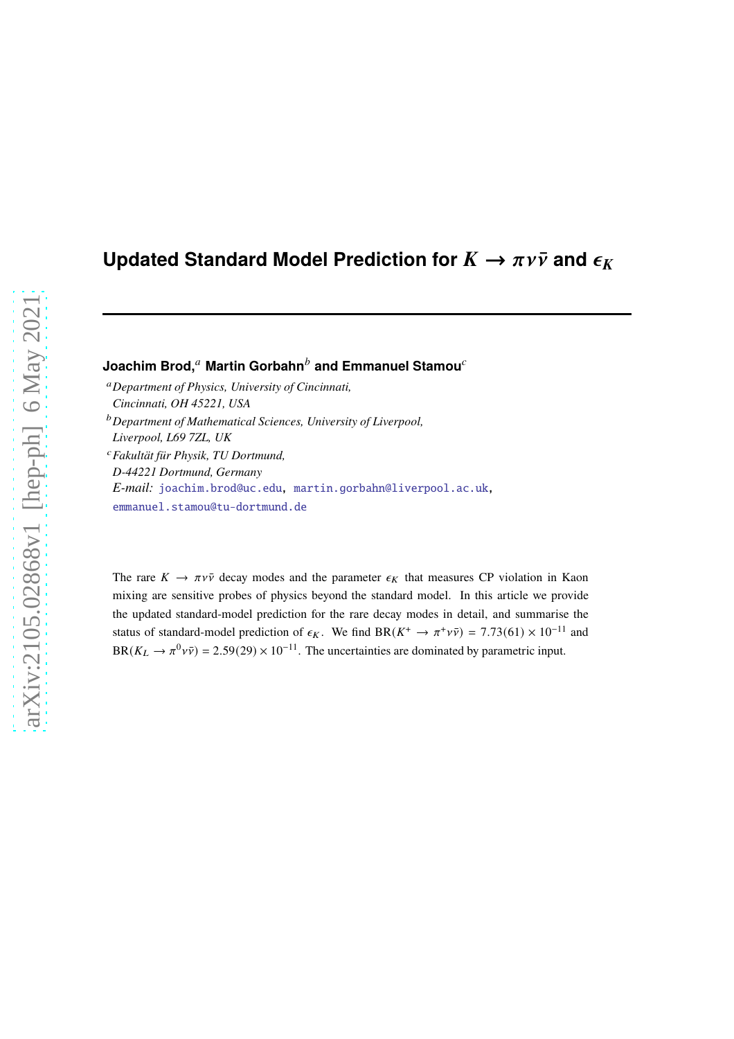# Updated Standard Model Prediction for $K \to \pi\nu\bar{\nu}$ and $\epsilon_K$

**Joachim Brod,**[a] **Martin Gorbahn**[b] **and Emmanuel Stamou**[c]

[a] *Department of Physics, University of Cincinnati, Cincinnati, OH 45221, USA*

[b] *Department of Mathematical Sciences, University of Liverpool, Liverpool, L69 7ZL, UK*

[c] *Fakultät für Physik, TU Dortmund, D-44221 Dortmund, Germany*

*E-mail:* joachim.brod@uc.edu, martin.gorbahn@liverpool.ac.uk, emmanuel.stamou@tu-dortmund.de

The rare $K \to \pi\nu\bar{\nu}$ decay modes and the parameter $\epsilon_K$ that measures CP violation in Kaon mixing are sensitive probes of physics beyond the standard model. In this article we provide the updated standard-model prediction for the rare decay modes in detail, and summarise the status of standard-model prediction of $\epsilon_K$. We find $\mathrm{BR}(K^+ \to \pi^+\nu\bar{\nu}) = 7.73(61) \times 10^{-11}$ and $\mathrm{BR}(K_L \to \pi^0\nu\bar{\nu}) = 2.59(29) \times 10^{-11}$. The uncertainties are dominated by parametric input.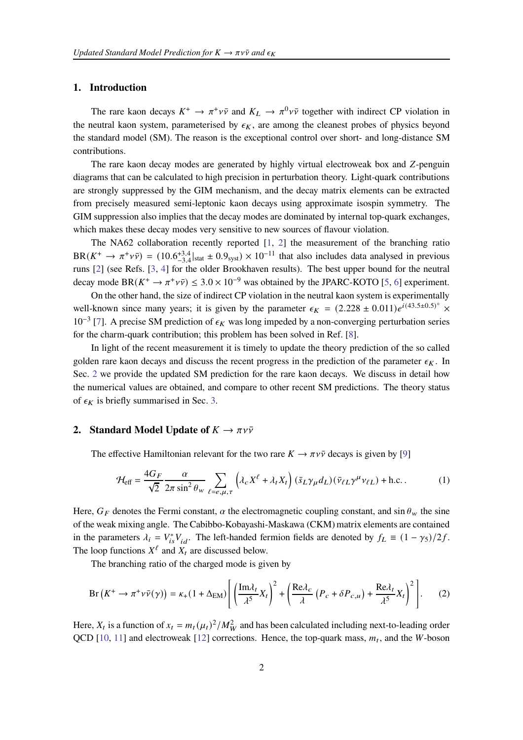## 1. Introduction

The rare kaon decays $K^+ \to \pi^+\nu\bar{\nu}$ and $K_L \to \pi^0\nu\bar{\nu}$ together with indirect CP violation in the neutral kaon system, parameterised by $\epsilon_K$, are among the cleanest probes of physics beyond the standard model (SM). The reason is the exceptional control over short- and long-distance SM contributions.

The rare kaon decay modes are generated by highly virtual electroweak box and $Z$-penguin diagrams that can be calculated to high precision in perturbation theory. Light-quark contributions are strongly suppressed by the GIM mechanism, and the decay matrix elements can be extracted from precisely measured semi-leptonic kaon decays using approximate isospin symmetry. The GIM suppression also implies that the decay modes are dominated by internal top-quark exchanges, which makes these decay modes very sensitive to new sources of flavour violation.

The NA62 collaboration recently reported [1, 2] the measurement of the branching ratio $\mathrm{BR}(K^+ \to \pi^+\nu\bar{\nu}) = (10.6^{+3.4}_{-3.4}|_{\mathrm{stat}} \pm 0.9_{\mathrm{syst}}) \times 10^{-11}$ that also includes data analysed in previous runs [2] (see Refs. [3, 4] for the older Brookhaven results). The best upper bound for the neutral decay mode $\mathrm{BR}(K^+ \to \pi^+\nu\bar{\nu}) \leq 3.0 \times 10^{-9}$ was obtained by the JPARC-KOTO [5, 6] experiment.

On the other hand, the size of indirect CP violation in the neutral kaon system is experimentally well-known since many years; it is given by the parameter $\epsilon_K = (2.228 \pm 0.011)e^{i(43.5\pm0.5)^\circ} \times 10^{-3}$ [7]. A precise SM prediction of $\epsilon_K$ was long impeded by a non-converging perturbation series for the charm-quark contribution; this problem has been solved in Ref. [8].

In light of the recent measurement it is timely to update the theory prediction of the so called golden rare kaon decays and discuss the recent progress in the prediction of the parameter $\epsilon_K$. In Sec. 2 we provide the updated SM prediction for the rare kaon decays. We discuss in detail how the numerical values are obtained, and compare to other recent SM predictions. The theory status of $\epsilon_K$ is briefly summarised in Sec. 3.

## 2. Standard Model Update of $K \to \pi\nu\bar{\nu}$

The effective Hamiltonian relevant for the two rare $K \to \pi\nu\bar{\nu}$ decays is given by [9]

$$\mathcal{H}_{\mathrm{eff}} = \frac{4G_F}{\sqrt{2}} \frac{\alpha}{2\pi \sin^2\theta_w} \sum_{\ell=e,\mu,\tau} \left(\lambda_c X^\ell + \lambda_t X_t\right) (\bar{s}_L \gamma_\mu d_L)(\bar{\nu}_{\ell L}\gamma^\mu \nu_{\ell L}) + \mathrm{h.c.}\,. \tag{1}$$

Here, $G_F$ denotes the Fermi constant, $\alpha$ the electromagnetic coupling constant, and $\sin\theta_w$ the sine of the weak mixing angle. The Cabibbo-Kobayashi-Maskawa (CKM) matrix elements are contained in the parameters $\lambda_i = V_{is}^* V_{id}$. The left-handed fermion fields are denoted by $f_L \equiv (1-\gamma_5)/2f$. The loop functions $X^\ell$ and $X_t$ are discussed below.

The branching ratio of the charged mode is given by

$$\mathrm{Br}\left(K^+ \to \pi^+\nu\bar{\nu}(\gamma)\right) = \kappa_+(1+\Delta_{\mathrm{EM}})\left[\left(\frac{\mathrm{Im}\lambda_t}{\lambda^5}X_t\right)^2 + \left(\frac{\mathrm{Re}\lambda_c}{\lambda}\left(P_c + \delta P_{c,u}\right) + \frac{\mathrm{Re}\lambda_t}{\lambda^5}X_t\right)^2\right]. \tag{2}$$

Here, $X_t$ is a function of $x_t = m_t(\mu_t)^2/M_W^2$ and has been calculated including next-to-leading order QCD [10, 11] and electroweak [12] corrections. Hence, the top-quark mass, $m_t$, and the $W$-boson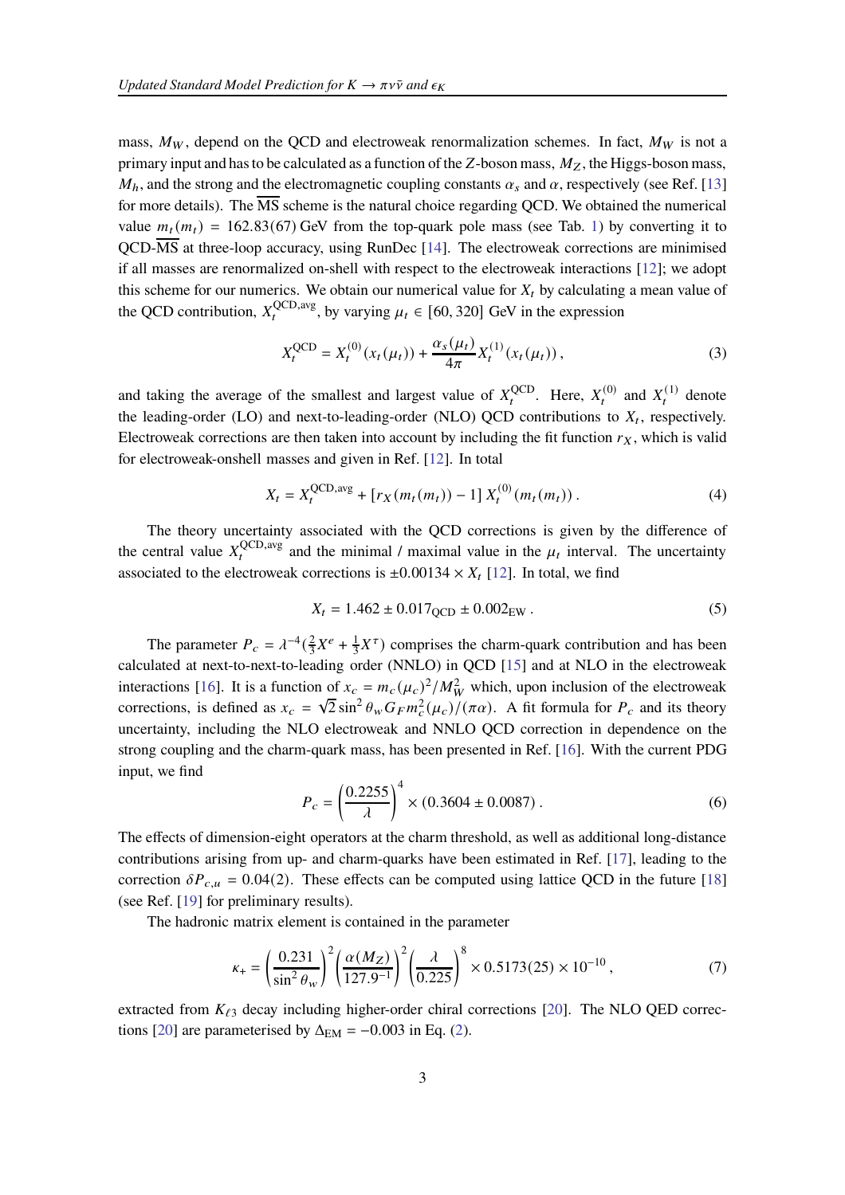mass, $M_W$, depend on the QCD and electroweak renormalization schemes. In fact, $M_W$ is not a primary input and has to be calculated as a function of the $Z$-boson mass, $M_Z$, the Higgs-boson mass, $M_h$, and the strong and the electromagnetic coupling constants $\alpha_s$ and $\alpha$, respectively (see Ref. [13] for more details). The $\overline{\text{MS}}$ scheme is the natural choice regarding QCD. We obtained the numerical value $m_t(m_t) = 162.83(67)\,\text{GeV}$ from the top-quark pole mass (see Tab. 1) by converting it to QCD-$\overline{\text{MS}}$ at three-loop accuracy, using RunDec [14]. The electroweak corrections are minimised if all masses are renormalized on-shell with respect to the electroweak interactions [12]; we adopt this scheme for our numerics. We obtain our numerical value for $X_t$ by calculating a mean value of the QCD contribution, $X_t^{\text{QCD,avg}}$, by varying $\mu_t \in [60, 320]$ GeV in the expression

$$X_t^{\text{QCD}} = X_t^{(0)}(x_t(\mu_t)) + \frac{\alpha_s(\mu_t)}{4\pi} X_t^{(1)}(x_t(\mu_t)), \tag{3}$$

and taking the average of the smallest and largest value of $X_t^{\text{QCD}}$. Here, $X_t^{(0)}$ and $X_t^{(1)}$ denote the leading-order (LO) and next-to-leading-order (NLO) QCD contributions to $X_t$, respectively. Electroweak corrections are then taken into account by including the fit function $r_X$, which is valid for electroweak-onshell masses and given in Ref. [12]. In total

$$X_t = X_t^{\text{QCD,avg}} + [r_X(m_t(m_t)) - 1]\, X_t^{(0)}(m_t(m_t)). \tag{4}$$

The theory uncertainty associated with the QCD corrections is given by the difference of the central value $X_t^{\text{QCD,avg}}$ and the minimal / maximal value in the $\mu_t$ interval. The uncertainty associated to the electroweak corrections is $\pm 0.00134 \times X_t$ [12]. In total, we find

$$X_t = 1.462 \pm 0.017_{\text{QCD}} \pm 0.002_{\text{EW}}. \tag{5}$$

The parameter $P_c = \lambda^{-4}(\frac{2}{3}X^e + \frac{1}{3}X^\tau)$ comprises the charm-quark contribution and has been calculated at next-to-next-to-leading order (NNLO) in QCD [15] and at NLO in the electroweak interactions [16]. It is a function of $x_c = m_c(\mu_c)^2/M_W^2$ which, upon inclusion of the electroweak corrections, is defined as $x_c = \sqrt{2}\sin^2\theta_w G_F m_c^2(\mu_c)/(\pi\alpha)$. A fit formula for $P_c$ and its theory uncertainty, including the NLO electroweak and NNLO QCD correction in dependence on the strong coupling and the charm-quark mass, has been presented in Ref. [16]. With the current PDG input, we find

$$P_c = \left(\frac{0.2255}{\lambda}\right)^4 \times (0.3604 \pm 0.0087). \tag{6}$$

The effects of dimension-eight operators at the charm threshold, as well as additional long-distance contributions arising from up- and charm-quarks have been estimated in Ref. [17], leading to the correction $\delta P_{c,u} = 0.04(2)$. These effects can be computed using lattice QCD in the future [18] (see Ref. [19] for preliminary results).

The hadronic matrix element is contained in the parameter

$$\kappa_+ = \left(\frac{0.231}{\sin^2\theta_w}\right)^2 \left(\frac{\alpha(M_Z)}{127.9^{-1}}\right)^2 \left(\frac{\lambda}{0.225}\right)^8 \times 0.5173(25) \times 10^{-10}, \tag{7}$$

extracted from $K_{\ell 3}$ decay including higher-order chiral corrections [20]. The NLO QED corrections [20] are parameterised by $\Delta_{\text{EM}} = -0.003$ in Eq. (2).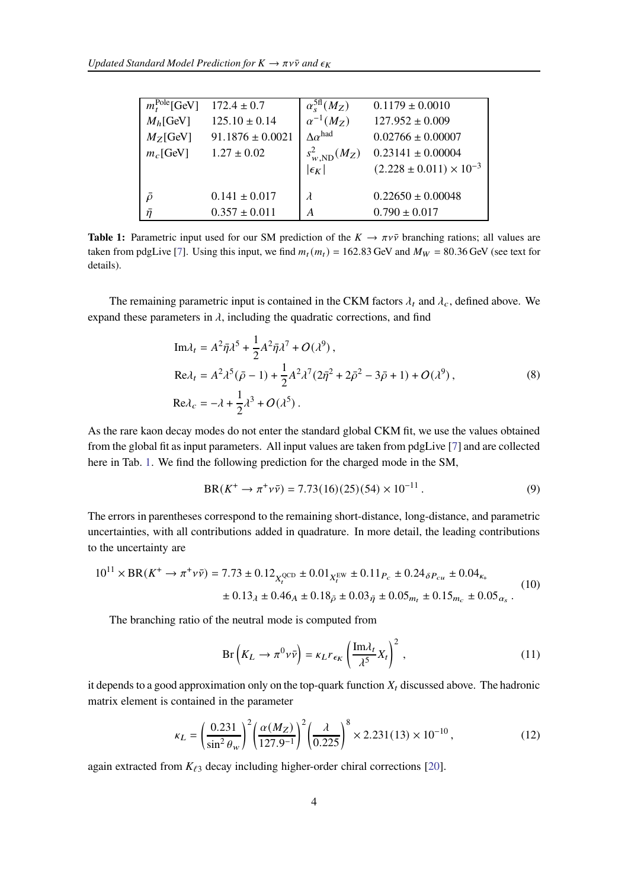| | | | |
|---|---|---|---|
| $m_t^{\text{Pole}}$[GeV] | $172.4 \pm 0.7$ | $\alpha_s^{5\text{fl}}(M_Z)$ | $0.1179 \pm 0.0010$ |
| $M_h$[GeV] | $125.10 \pm 0.14$ | $\alpha^{-1}(M_Z)$ | $127.952 \pm 0.009$ |
| $M_Z$[GeV] | $91.1876 \pm 0.0021$ | $\Delta\alpha^{\text{had}}$ | $0.02766 \pm 0.00007$ |
| $m_c$[GeV] | $1.27 \pm 0.02$ | $s^2_{w,\text{ND}}(M_Z)$ | $0.23141 \pm 0.00004$ |
| | | $\lvert\epsilon_K\rvert$ | $(2.228 \pm 0.011) \times 10^{-3}$ |
| $\bar\rho$ | $0.141 \pm 0.017$ | $\lambda$ | $0.22650 \pm 0.00048$ |
| $\bar\eta$ | $0.357 \pm 0.011$ | $A$ | $0.790 \pm 0.017$ |

**Table 1:** Parametric input used for our SM prediction of the $K \to \pi\nu\bar\nu$ branching rations; all values are taken from pdgLive [7]. Using this input, we find $m_t(m_t) = 162.83\,\text{GeV}$ and $M_W = 80.36\,\text{GeV}$ (see text for details).

The remaining parametric input is contained in the CKM factors $\lambda_t$ and $\lambda_c$, defined above. We expand these parameters in $\lambda$, including the quadratic corrections, and find

$$
\begin{aligned}
\text{Im}\lambda_t &= A^2\bar\eta\lambda^5 + \frac{1}{2}A^2\bar\eta\lambda^7 + O(\lambda^9)\,,\\
\text{Re}\lambda_t &= A^2\lambda^5(\bar\rho - 1) + \frac{1}{2}A^2\lambda^7(2\bar\eta^2 + 2\bar\rho^2 - 3\bar\rho + 1) + O(\lambda^9)\,,\\
\text{Re}\lambda_c &= -\lambda + \frac{1}{2}\lambda^3 + O(\lambda^5)\,.
\end{aligned}
\tag{8}
$$

As the rare kaon decay modes do not enter the standard global CKM fit, we use the values obtained from the global fit as input parameters. All input values are taken from pdgLive [7] and are collected here in Tab. 1. We find the following prediction for the charged mode in the SM,

$$
\text{BR}(K^+ \to \pi^+\nu\bar\nu) = 7.73(16)(25)(54) \times 10^{-11}\,. \tag{9}
$$

The errors in parentheses correspond to the remaining short-distance, long-distance, and parametric uncertainties, with all contributions added in quadrature. In more detail, the leading contributions to the uncertainty are

$$
\begin{aligned}
10^{11} \times \text{BR}(K^+ \to \pi^+\nu\bar\nu) = 7.73 &\pm 0.12_{X_t^{\text{QCD}}} \pm 0.01_{X_t^{\text{EW}}} \pm 0.11_{P_c} \pm 0.24_{\delta P_{cu}} \pm 0.04_{\kappa_+}\\
&\pm 0.13_{\lambda} \pm 0.46_{A} \pm 0.18_{\bar\rho} \pm 0.03_{\bar\eta} \pm 0.05_{m_t} \pm 0.15_{m_c} \pm 0.05_{\alpha_s}\,.
\end{aligned}
\tag{10}
$$

The branching ratio of the neutral mode is computed from

$$
\text{Br}\left(K_L \to \pi^0\nu\bar\nu\right) = \kappa_L r_{\epsilon_K}\left(\frac{\text{Im}\lambda_t}{\lambda^5}X_t\right)^2\,, \tag{11}
$$

it depends to a good approximation only on the top-quark function $X_t$ discussed above. The hadronic matrix element is contained in the parameter

$$
\kappa_L = \left(\frac{0.231}{\sin^2\theta_w}\right)^2\left(\frac{\alpha(M_Z)}{127.9^{-1}}\right)^2\left(\frac{\lambda}{0.225}\right)^8 \times 2.231(13) \times 10^{-10}\,, \tag{12}
$$

again extracted from $K_{\ell 3}$ decay including higher-order chiral corrections [20].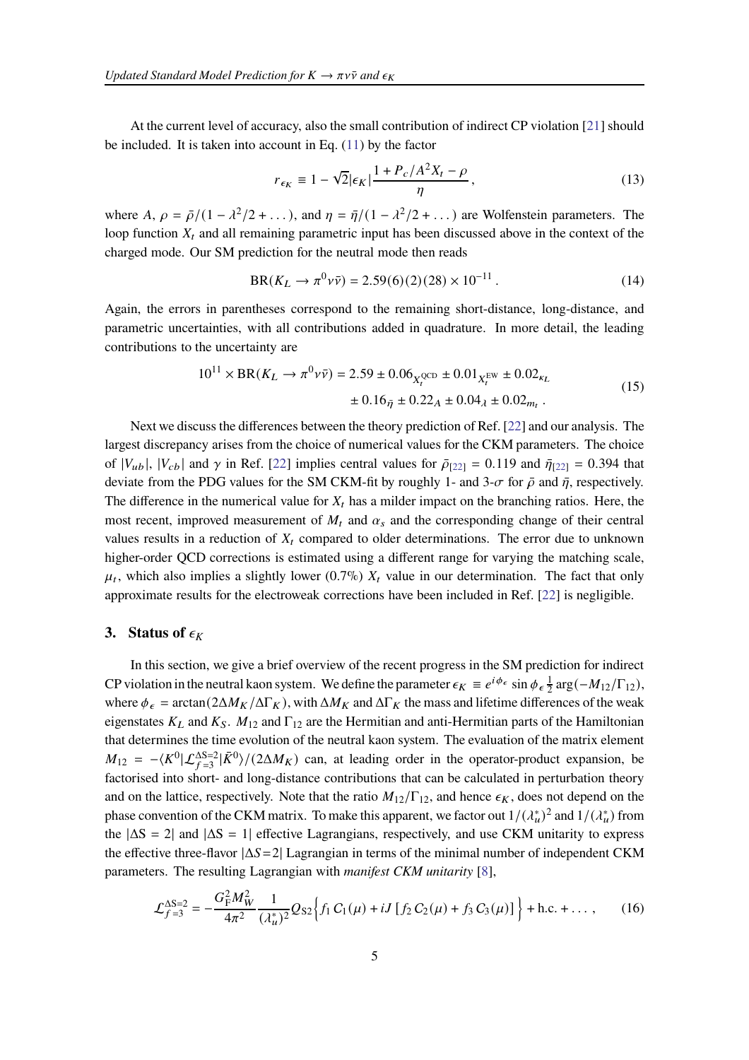At the current level of accuracy, also the small contribution of indirect CP violation [21] should be included. It is taken into account in Eq. (11) by the factor

$$r_{\epsilon_K} \equiv 1 - \sqrt{2}|\epsilon_K| \frac{1 + P_c/A^2 X_t - \rho}{\eta}, \tag{13}$$

where $A$, $\rho = \bar{\rho}/(1 - \lambda^2/2 + \dots)$, and $\eta = \bar{\eta}/(1 - \lambda^2/2 + \dots)$ are Wolfenstein parameters. The loop function $X_t$ and all remaining parametric input has been discussed above in the context of the charged mode. Our SM prediction for the neutral mode then reads

$$\mathrm{BR}(K_L \to \pi^0 \nu\bar{\nu}) = 2.59(6)(2)(28) \times 10^{-11}. \tag{14}$$

Again, the errors in parentheses correspond to the remaining short-distance, long-distance, and parametric uncertainties, with all contributions added in quadrature. In more detail, the leading contributions to the uncertainty are

$$\begin{aligned} 10^{11} \times \mathrm{BR}(K_L \to \pi^0 \nu\bar{\nu}) = 2.59 &\pm 0.06_{X_t^{\mathrm{QCD}}} \pm 0.01_{X_t^{\mathrm{EW}}} \pm 0.02_{\kappa_L} \\ &\pm 0.16_{\bar{\eta}} \pm 0.22_A \pm 0.04_{\lambda} \pm 0.02_{m_t}. \end{aligned} \tag{15}$$

Next we discuss the differences between the theory prediction of Ref. [22] and our analysis. The largest discrepancy arises from the choice of numerical values for the CKM parameters. The choice of $|V_{ub}|$, $|V_{cb}|$ and $\gamma$ in Ref. [22] implies central values for $\bar{\rho}_{[22]} = 0.119$ and $\bar{\eta}_{[22]} = 0.394$ that deviate from the PDG values for the SM CKM-fit by roughly 1- and 3-$\sigma$ for $\bar{\rho}$ and $\bar{\eta}$, respectively. The difference in the numerical value for $X_t$ has a milder impact on the branching ratios. Here, the most recent, improved measurement of $M_t$ and $\alpha_s$ and the corresponding change of their central values results in a reduction of $X_t$ compared to older determinations. The error due to unknown higher-order QCD corrections is estimated using a different range for varying the matching scale, $\mu_t$, which also implies a slightly lower (0.7‰) $X_t$ value in our determination. The fact that only approximate results for the electroweak corrections have been included in Ref. [22] is negligible.

## 3. Status of $\epsilon_K$

In this section, we give a brief overview of the recent progress in the SM prediction for indirect CP violation in the neutral kaon system. We define the parameter $\epsilon_K \equiv e^{i\phi_\epsilon} \sin\phi_\epsilon \frac{1}{2} \arg(-M_{12}/\Gamma_{12})$, where $\phi_\epsilon = \arctan(2\Delta M_K/\Delta\Gamma_K)$, with $\Delta M_K$ and $\Delta\Gamma_K$ the mass and lifetime differences of the weak eigenstates $K_L$ and $K_S$. $M_{12}$ and $\Gamma_{12}$ are the Hermitian and anti-Hermitian parts of the Hamiltonian that determines the time evolution of the neutral kaon system. The evaluation of the matrix element $M_{12} = -\langle K^0|\mathcal{L}_{f=3}^{\Delta S=2}|\bar{K}^0\rangle/(2\Delta M_K)$ can, at leading order in the operator-product expansion, be factorised into short- and long-distance contributions that can be calculated in perturbation theory and on the lattice, respectively. Note that the ratio $M_{12}/\Gamma_{12}$, and hence $\epsilon_K$, does not depend on the phase convention of the CKM matrix. To make this apparent, we factor out $1/(\lambda_u^*)^2$ and $1/(\lambda_u^*)$ from the $|\Delta S = 2|$ and $|\Delta S = 1|$ effective Lagrangians, respectively, and use CKM unitarity to express the effective three-flavor $|\Delta S = 2|$ Lagrangian in terms of the minimal number of independent CKM parameters. The resulting Lagrangian with *manifest CKM unitarity* [8],

$$\mathcal{L}_{f=3}^{\Delta S=2} = -\frac{G_F^2 M_W^2}{4\pi^2} \frac{1}{(\lambda_u^*)^2} Q_{S2} \Big\{ f_1 C_1(\mu) + iJ\,[f_2 C_2(\mu) + f_3 C_3(\mu)] \Big\} + \mathrm{h.c.} + \dots, \tag{16}$$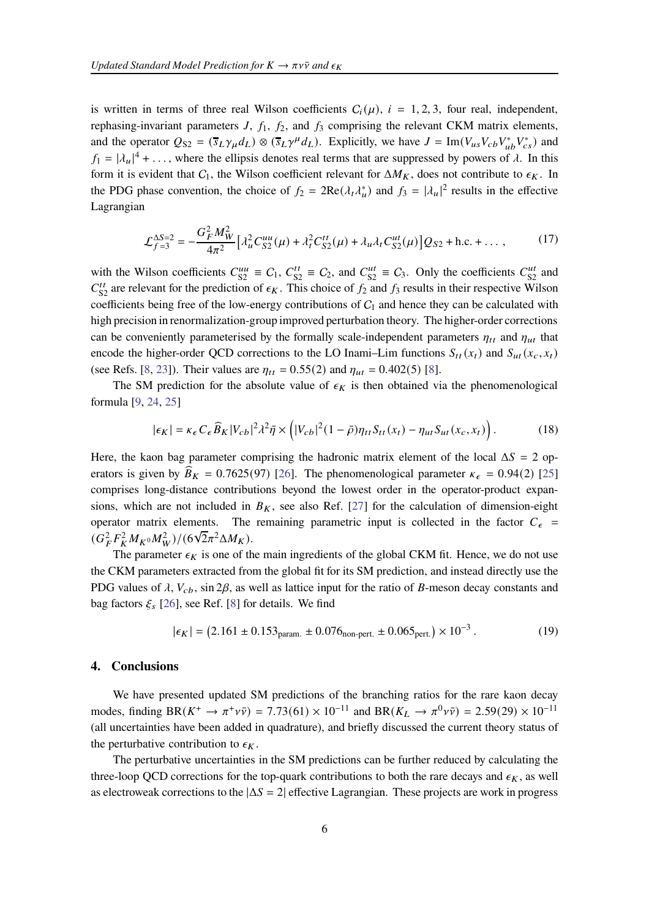is written in terms of three real Wilson coefficients $C_i(\mu)$, $i = 1, 2, 3$, four real, independent, rephasing-invariant parameters $J$, $f_1$, $f_2$, and $f_3$ comprising the relevant CKM matrix elements, and the operator $Q_{S2} = (\overline{s}_L \gamma_\mu d_L) \otimes (\overline{s}_L \gamma^\mu d_L)$. Explicitly, we have $J = \text{Im}(V_{us} V_{cb} V_{ub}^* V_{cs}^*)$ and $f_1 = |\lambda_u|^4 + \ldots$, where the ellipsis denotes real terms that are suppressed by powers of $\lambda$. In this form it is evident that $C_1$, the Wilson coefficient relevant for $\Delta M_K$, does not contribute to $\epsilon_K$. In the PDG phase convention, the choice of $f_2 = 2\text{Re}(\lambda_t \lambda_u^*)$ and $f_3 = |\lambda_u|^2$ results in the effective Lagrangian

$$\mathcal{L}_{f=3}^{\Delta S=2} = -\frac{G_F^2 M_W^2}{4\pi^2} \left[ \lambda_u^2 C_{S2}^{uu}(\mu) + \lambda_t^2 C_{S2}^{tt}(\mu) + \lambda_u \lambda_t C_{S2}^{ut}(\mu) \right] Q_{S2} + \text{h.c.} + \ldots, \tag{17}$$

with the Wilson coefficients $C_{S2}^{uu} \equiv C_1$, $C_{S2}^{tt} \equiv C_2$, and $C_{S2}^{ut} \equiv C_3$. Only the coefficients $C_{S2}^{ut}$ and $C_{S2}^{tt}$ are relevant for the prediction of $\epsilon_K$. This choice of $f_2$ and $f_3$ results in their respective Wilson coefficients being free of the low-energy contributions of $C_1$ and hence they can be calculated with high precision in renormalization-group improved perturbation theory. The higher-order corrections can be conveniently parameterised by the formally scale-independent parameters $\eta_{tt}$ and $\eta_{ut}$ that encode the higher-order QCD corrections to the LO Inami–Lim functions $S_{tt}(x_t)$ and $S_{ut}(x_c, x_t)$ (see Refs. [8, 23]). Their values are $\eta_{tt} = 0.55(2)$ and $\eta_{ut} = 0.402(5)$ [8].

The SM prediction for the absolute value of $\epsilon_K$ is then obtained via the phenomenological formula [9, 24, 25]

$$|\epsilon_K| = \kappa_\epsilon C_\epsilon \widehat{B}_K |V_{cb}|^2 \lambda^2 \bar{\eta} \times \Big( |V_{cb}|^2 (1 - \bar{\rho}) \eta_{tt} S_{tt}(x_t) - \eta_{ut} S_{ut}(x_c, x_t) \Big). \tag{18}$$

Here, the kaon bag parameter comprising the hadronic matrix element of the local $\Delta S = 2$ operators is given by $\widehat{B}_K = 0.7625(97)$ [26]. The phenomenological parameter $\kappa_\epsilon = 0.94(2)$ [25] comprises long-distance contributions beyond the lowest order in the operator-product expansions, which are not included in $B_K$, see also Ref. [27] for the calculation of dimension-eight operator matrix elements. The remaining parametric input is collected in the factor $C_\epsilon = (G_F^2 F_K^2 M_{K^0} M_W^2)/(6\sqrt{2}\pi^2 \Delta M_K)$.

The parameter $\epsilon_K$ is one of the main ingredients of the global CKM fit. Hence, we do not use the CKM parameters extracted from the global fit for its SM prediction, and instead directly use the PDG values of $\lambda$, $V_{cb}$, $\sin 2\beta$, as well as lattice input for the ratio of $B$-meson decay constants and bag factors $\xi_s$ [26], see Ref. [8] for details. We find

$$|\epsilon_K| = \left(2.161 \pm 0.153_{\text{param.}} \pm 0.076_{\text{non-pert.}} \pm 0.065_{\text{pert.}}\right) \times 10^{-3}. \tag{19}$$

## 4. Conclusions

We have presented updated SM predictions of the branching ratios for the rare kaon decay modes, finding $\text{BR}(K^+ \to \pi^+ \nu\bar{\nu}) = 7.73(61) \times 10^{-11}$ and $\text{BR}(K_L \to \pi^0 \nu\bar{\nu}) = 2.59(29) \times 10^{-11}$ (all uncertainties have been added in quadrature), and briefly discussed the current theory status of the perturbative contribution to $\epsilon_K$.

The perturbative uncertainties in the SM predictions can be further reduced by calculating the three-loop QCD corrections for the top-quark contributions to both the rare decays and $\epsilon_K$, as well as electroweak corrections to the $|\Delta S = 2|$ effective Lagrangian. These projects are work in progress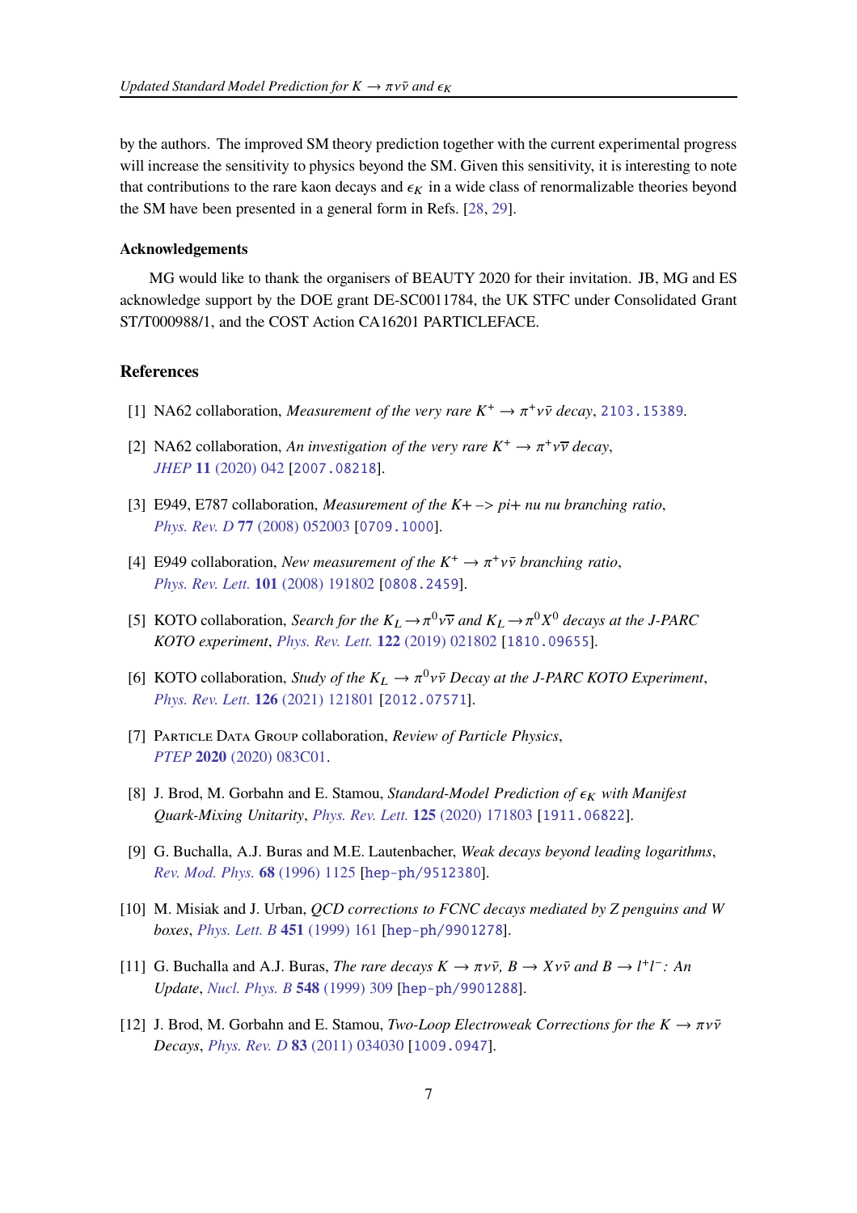by the authors. The improved SM theory prediction together with the current experimental progress will increase the sensitivity to physics beyond the SM. Given this sensitivity, it is interesting to note that contributions to the rare kaon decays and $\epsilon_K$ in a wide class of renormalizable theories beyond the SM have been presented in a general form in Refs. [28, 29].

#### Acknowledgements

MG would like to thank the organisers of BEAUTY 2020 for their invitation. JB, MG and ES acknowledge support by the DOE grant DE-SC0011784, the UK STFC under Consolidated Grant ST/T000988/1, and the COST Action CA16201 PARTICLEFACE.

### References

[1] NA62 collaboration, *Measurement of the very rare $K^+ \to \pi^+ \nu\bar{\nu}$ decay*, 2103.15389.

[2] NA62 collaboration, *An investigation of the very rare $K^+ \to \pi^+ \nu\overline{\nu}$ decay*, *JHEP* **11** (2020) 042 [2007.08218].

[3] E949, E787 collaboration, *Measurement of the K+ –> pi+ nu nu branching ratio*, *Phys. Rev. D* **77** (2008) 052003 [0709.1000].

[4] E949 collaboration, *New measurement of the $K^+ \to \pi^+ \nu\bar{\nu}$ branching ratio*, *Phys. Rev. Lett.* **101** (2008) 191802 [0808.2459].

[5] KOTO collaboration, *Search for the $K_L \to \pi^0 \nu\overline{\nu}$ and $K_L \to \pi^0 X^0$ decays at the J-PARC KOTO experiment*, *Phys. Rev. Lett.* **122** (2019) 021802 [1810.09655].

[6] KOTO collaboration, *Study of the $K_L \to \pi^0 \nu\bar{\nu}$ Decay at the J-PARC KOTO Experiment*, *Phys. Rev. Lett.* **126** (2021) 121801 [2012.07571].

[7] Particle Data Group collaboration, *Review of Particle Physics*, *PTEP* **2020** (2020) 083C01.

[8] J. Brod, M. Gorbahn and E. Stamou, *Standard-Model Prediction of $\epsilon_K$ with Manifest Quark-Mixing Unitarity*, *Phys. Rev. Lett.* **125** (2020) 171803 [1911.06822].

[9] G. Buchalla, A.J. Buras and M.E. Lautenbacher, *Weak decays beyond leading logarithms*, *Rev. Mod. Phys.* **68** (1996) 1125 [hep-ph/9512380].

[10] M. Misiak and J. Urban, *QCD corrections to FCNC decays mediated by Z penguins and W boxes*, *Phys. Lett. B* **451** (1999) 161 [hep-ph/9901278].

[11] G. Buchalla and A.J. Buras, *The rare decays $K \to \pi\nu\bar{\nu}$, $B \to X\nu\bar{\nu}$ and $B \to l^+l^-$: An Update*, *Nucl. Phys. B* **548** (1999) 309 [hep-ph/9901288].

[12] J. Brod, M. Gorbahn and E. Stamou, *Two-Loop Electroweak Corrections for the $K \to \pi\nu\bar{\nu}$ Decays*, *Phys. Rev. D* **83** (2011) 034030 [1009.0947].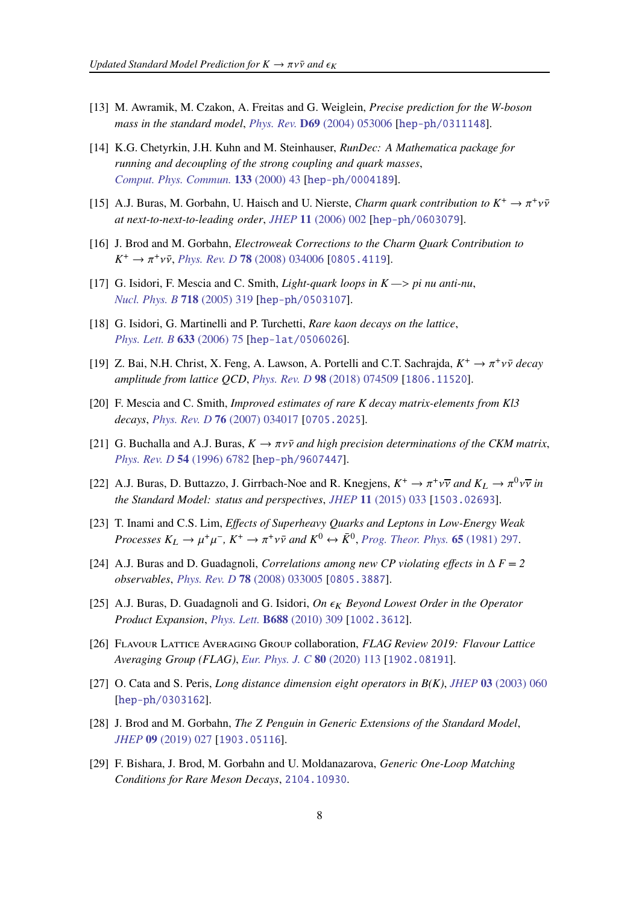[13] M. Awramik, M. Czakon, A. Freitas and G. Weiglein, *Precise prediction for the W-boson mass in the standard model*, Phys. Rev. **D69** (2004) 053006 [hep-ph/0311148].

[14] K.G. Chetyrkin, J.H. Kuhn and M. Steinhauser, *RunDec: A Mathematica package for running and decoupling of the strong coupling and quark masses*, Comput. Phys. Commun. **133** (2000) 43 [hep-ph/0004189].

[15] A.J. Buras, M. Gorbahn, U. Haisch and U. Nierste, *Charm quark contribution to $K^+ \to \pi^+ \nu\bar{\nu}$ at next-to-next-to-leading order*, JHEP **11** (2006) 002 [hep-ph/0603079].

[16] J. Brod and M. Gorbahn, *Electroweak Corrections to the Charm Quark Contribution to $K^+ \to \pi^+ \nu\bar{\nu}$*, Phys. Rev. D **78** (2008) 034006 [0805.4119].

[17] G. Isidori, F. Mescia and C. Smith, *Light-quark loops in K —> pi nu anti-nu*, Nucl. Phys. B **718** (2005) 319 [hep-ph/0503107].

[18] G. Isidori, G. Martinelli and P. Turchetti, *Rare kaon decays on the lattice*, Phys. Lett. B **633** (2006) 75 [hep-lat/0506026].

[19] Z. Bai, N.H. Christ, X. Feng, A. Lawson, A. Portelli and C.T. Sachrajda, *$K^+ \to \pi^+ \nu\bar{\nu}$ decay amplitude from lattice QCD*, Phys. Rev. D **98** (2018) 074509 [1806.11520].

[20] F. Mescia and C. Smith, *Improved estimates of rare K decay matrix-elements from Kl3 decays*, Phys. Rev. D **76** (2007) 034017 [0705.2025].

[21] G. Buchalla and A.J. Buras, *$K \to \pi \nu\bar{\nu}$ and high precision determinations of the CKM matrix*, Phys. Rev. D **54** (1996) 6782 [hep-ph/9607447].

[22] A.J. Buras, D. Buttazzo, J. Girrbach-Noe and R. Knegjens, *$K^+ \to \pi^+ \nu\overline{\nu}$ and $K_L \to \pi^0 \nu\overline{\nu}$ in the Standard Model: status and perspectives*, JHEP **11** (2015) 033 [1503.02693].

[23] T. Inami and C.S. Lim, *Effects of Superheavy Quarks and Leptons in Low-Energy Weak Processes $K_L \to \mu^+\mu^-$, $K^+ \to \pi^+ \nu\bar{\nu}$ and $K^0 \leftrightarrow \bar{K}^0$*, Prog. Theor. Phys. **65** (1981) 297.

[24] A.J. Buras and D. Guadagnoli, *Correlations among new CP violating effects in $\Delta F = 2$ observables*, Phys. Rev. D **78** (2008) 033005 [0805.3887].

[25] A.J. Buras, D. Guadagnoli and G. Isidori, *On $\epsilon_K$ Beyond Lowest Order in the Operator Product Expansion*, Phys. Lett. **B688** (2010) 309 [1002.3612].

[26] Flavour Lattice Averaging Group collaboration, *FLAG Review 2019: Flavour Lattice Averaging Group (FLAG)*, Eur. Phys. J. C **80** (2020) 113 [1902.08191].

[27] O. Cata and S. Peris, *Long distance dimension eight operators in B(K)*, JHEP **03** (2003) 060 [hep-ph/0303162].

[28] J. Brod and M. Gorbahn, *The Z Penguin in Generic Extensions of the Standard Model*, JHEP **09** (2019) 027 [1903.05116].

[29] F. Bishara, J. Brod, M. Gorbahn and U. Moldanazarova, *Generic One-Loop Matching Conditions for Rare Meson Decays*, 2104.10930.